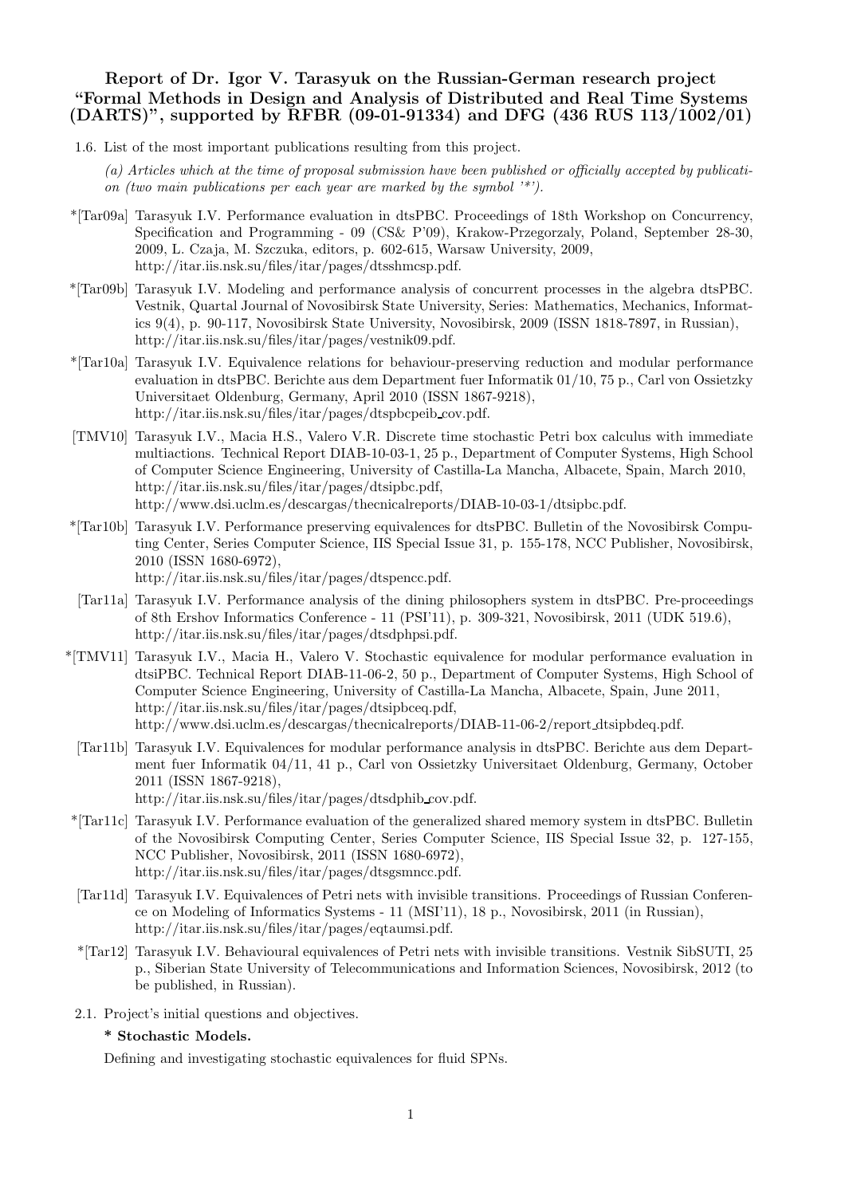# Report of Dr. Igor V. Tarasyuk on the Russian-German research project "Formal Methods in Design and Analysis of Distributed and Real Time Systems (DARTS)", supported by RFBR (09-01-91334) and DFG (436 RUS 113/1002/01)

1.6. List of the most important publications resulting from this project.

*(a) Articles which at the time of proposal submission have been published or officially accepted by publication (two main publications per each year are marked by the symbol '*').*

*[Tar09a] Tarasyuk I.V. Performance evaluation in dtsPBC. Proceedings of 18th Workshop on Concurrency, Specification and Programming - 09 (CS& P'09), Krakow-Przegorzaly, Poland, September 28-30, 2009, L. Czaja, M. Szczuka, editors, p. 602-615, Warsaw University, 2009, http://itar.iis.nsk.su/files/itar/pages/dtsshmcsp.pdf.

*[Tar09b] Tarasyuk I.V. Modeling and performance analysis of concurrent processes in the algebra dtsPBC. Vestnik, Quartal Journal of Novosibirsk State University, Series: Mathematics, Mechanics, Informatics 9(4), p. 90-117, Novosibirsk State University, Novosibirsk, 2009 (ISSN 1818-7897, in Russian), http://itar.iis.nsk.su/files/itar/pages/vestnik09.pdf.

*[Tar10a] Tarasyuk I.V. Equivalence relations for behaviour-preserving reduction and modular performance evaluation in dtsPBC. Berichte aus dem Department fuer Informatik 01/10, 75 p., Carl von Ossietzky Universitaet Oldenburg, Germany, April 2010 (ISSN 1867-9218), http://itar.iis.nsk.su/files/itar/pages/dtspbcpeib_cov.pdf.

[TMV10] Tarasyuk I.V., Macia H.S., Valero V.R. Discrete time stochastic Petri box calculus with immediate multiactions. Technical Report DIAB-10-03-1, 25 p., Department of Computer Systems, High School of Computer Science Engineering, University of Castilla-La Mancha, Albacete, Spain, March 2010, http://itar.iis.nsk.su/files/itar/pages/dtsipbc.pdf, http://www.dsi.uclm.es/descargas/thecnicalreports/DIAB-10-03-1/dtsipbc.pdf.

*[Tar10b] Tarasyuk I.V. Performance preserving equivalences for dtsPBC. Bulletin of the Novosibirsk Computing Center, Series Computer Science, IIS Special Issue 31, p. 155-178, NCC Publisher, Novosibirsk, 2010 (ISSN 1680-6972), http://itar.iis.nsk.su/files/itar/pages/dtspencc.pdf.

[Tar11a] Tarasyuk I.V. Performance analysis of the dining philosophers system in dtsPBC. Pre-proceedings of 8th Ershov Informatics Conference - 11 (PSI'11), p. 309-321, Novosibirsk, 2011 (UDK 519.6), http://itar.iis.nsk.su/files/itar/pages/dtsdphpsi.pdf.

*[TMV11] Tarasyuk I.V., Macia H., Valero V. Stochastic equivalence for modular performance evaluation in dtsiPBC. Technical Report DIAB-11-06-2, 50 p., Department of Computer Systems, High School of Computer Science Engineering, University of Castilla-La Mancha, Albacete, Spain, June 2011, http://itar.iis.nsk.su/files/itar/pages/dtsipbceq.pdf, http://www.dsi.uclm.es/descargas/thecnicalreports/DIAB-11-06-2/report_dtsipbdeq.pdf.

[Tar11b] Tarasyuk I.V. Equivalences for modular performance analysis in dtsPBC. Berichte aus dem Department fuer Informatik 04/11, 41 p., Carl von Ossietzky Universitaet Oldenburg, Germany, October 2011 (ISSN 1867-9218), http://itar.iis.nsk.su/files/itar/pages/dtsdphib_cov.pdf.

*[Tar11c] Tarasyuk I.V. Performance evaluation of the generalized shared memory system in dtsPBC. Bulletin of the Novosibirsk Computing Center, Series Computer Science, IIS Special Issue 32, p. 127-155, NCC Publisher, Novosibirsk, 2011 (ISSN 1680-6972), http://itar.iis.nsk.su/files/itar/pages/dtsgsmncc.pdf.

[Tar11d] Tarasyuk I.V. Equivalences of Petri nets with invisible transitions. Proceedings of Russian Conference on Modeling of Informatics Systems - 11 (MSI'11), 18 p., Novosibirsk, 2011 (in Russian), http://itar.iis.nsk.su/files/itar/pages/eqtaumsi.pdf.

*[Tar12] Tarasyuk I.V. Behavioural equivalences of Petri nets with invisible transitions. Vestnik SibSUTI, 25 p., Siberian State University of Telecommunications and Information Sciences, Novosibirsk, 2012 (to be published, in Russian).

2.1. Project's initial questions and objectives.

**\* Stochastic Models.**

Defining and investigating stochastic equivalences for fluid SPNs.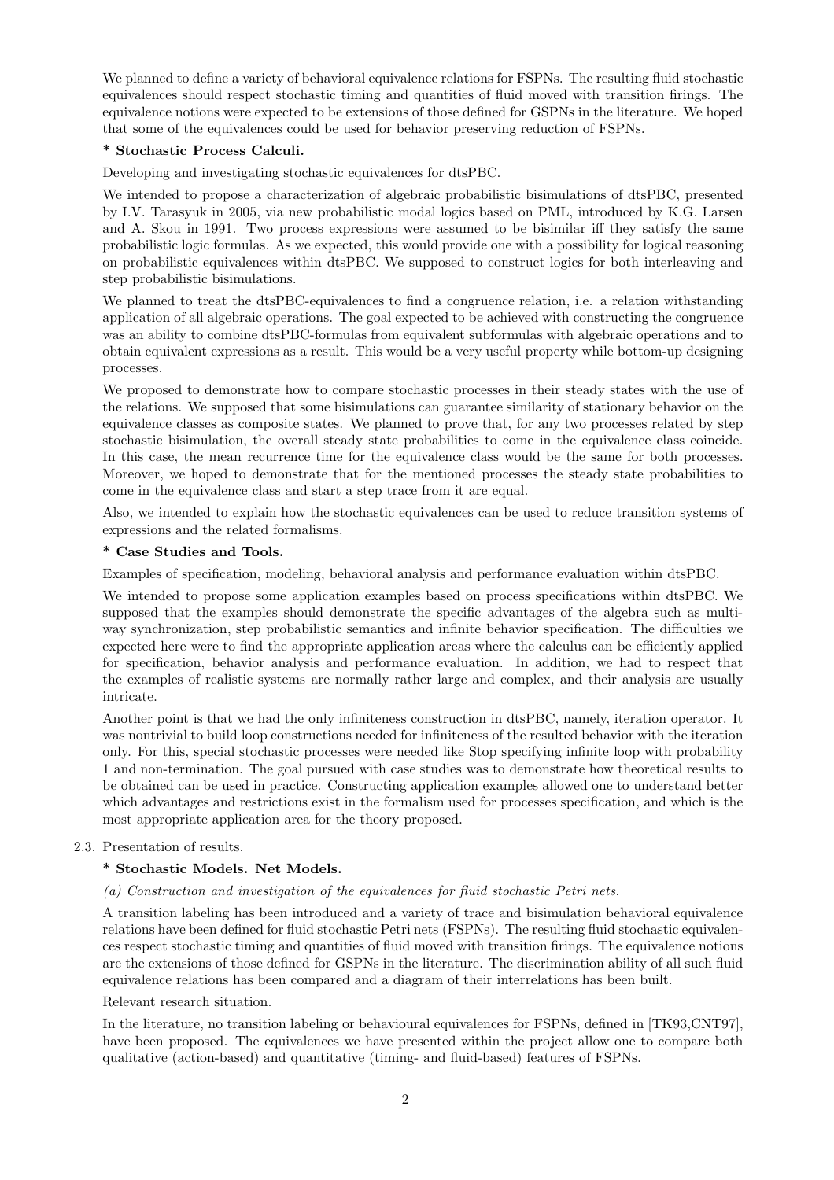We planned to define a variety of behavioral equivalence relations for FSPNs. The resulting fluid stochastic equivalences should respect stochastic timing and quantities of fluid moved with transition firings. The equivalence notions were expected to be extensions of those defined for GSPNs in the literature. We hoped that some of the equivalences could be used for behavior preserving reduction of FSPNs.

**\* Stochastic Process Calculi.**

Developing and investigating stochastic equivalences for dtsPBC.

We intended to propose a characterization of algebraic probabilistic bisimulations of dtsPBC, presented by I.V. Tarasyuk in 2005, via new probabilistic modal logics based on PML, introduced by K.G. Larsen and A. Skou in 1991. Two process expressions were assumed to be bisimilar iff they satisfy the same probabilistic logic formulas. As we expected, this would provide one with a possibility for logical reasoning on probabilistic equivalences within dtsPBC. We supposed to construct logics for both interleaving and step probabilistic bisimulations.

We planned to treat the dtsPBC-equivalences to find a congruence relation, i.e. a relation withstanding application of all algebraic operations. The goal expected to be achieved with constructing the congruence was an ability to combine dtsPBC-formulas from equivalent subformulas with algebraic operations and to obtain equivalent expressions as a result. This would be a very useful property while bottom-up designing processes.

We proposed to demonstrate how to compare stochastic processes in their steady states with the use of the relations. We supposed that some bisimulations can guarantee similarity of stationary behavior on the equivalence classes as composite states. We planned to prove that, for any two processes related by step stochastic bisimulation, the overall steady state probabilities to come in the equivalence class coincide. In this case, the mean recurrence time for the equivalence class would be the same for both processes. Moreover, we hoped to demonstrate that for the mentioned processes the steady state probabilities to come in the equivalence class and start a step trace from it are equal.

Also, we intended to explain how the stochastic equivalences can be used to reduce transition systems of expressions and the related formalisms.

**\* Case Studies and Tools.**

Examples of specification, modeling, behavioral analysis and performance evaluation within dtsPBC.

We intended to propose some application examples based on process specifications within dtsPBC. We supposed that the examples should demonstrate the specific advantages of the algebra such as multi-way synchronization, step probabilistic semantics and infinite behavior specification. The difficulties we expected here were to find the appropriate application areas where the calculus can be efficiently applied for specification, behavior analysis and performance evaluation. In addition, we had to respect that the examples of realistic systems are normally rather large and complex, and their analysis are usually intricate.

Another point is that we had the only infiniteness construction in dtsPBC, namely, iteration operator. It was nontrivial to build loop constructions needed for infiniteness of the resulted behavior with the iteration only. For this, special stochastic processes were needed like Stop specifying infinite loop with probability 1 and non-termination. The goal pursued with case studies was to demonstrate how theoretical results to be obtained can be used in practice. Constructing application examples allowed one to understand better which advantages and restrictions exist in the formalism used for processes specification, and which is the most appropriate application area for the theory proposed.

2.3. Presentation of results.

**\* Stochastic Models. Net Models.**

*(a) Construction and investigation of the equivalences for fluid stochastic Petri nets.*

A transition labeling has been introduced and a variety of trace and bisimulation behavioral equivalence relations have been defined for fluid stochastic Petri nets (FSPNs). The resulting fluid stochastic equivalences respect stochastic timing and quantities of fluid moved with transition firings. The equivalence notions are the extensions of those defined for GSPNs in the literature. The discrimination ability of all such fluid equivalence relations has been compared and a diagram of their interrelations has been built.

Relevant research situation.

In the literature, no transition labeling or behavioural equivalences for FSPNs, defined in [TK93,CNT97], have been proposed. The equivalences we have presented within the project allow one to compare both qualitative (action-based) and quantitative (timing- and fluid-based) features of FSPNs.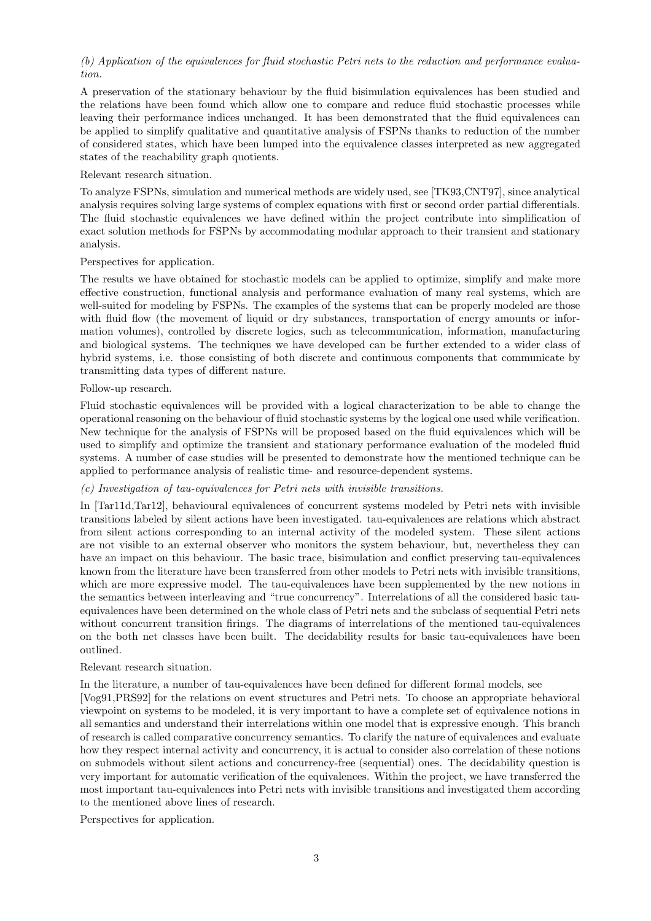*(b) Application of the equivalences for fluid stochastic Petri nets to the reduction and performance evaluation.*

A preservation of the stationary behaviour by the fluid bisimulation equivalences has been studied and the relations have been found which allow one to compare and reduce fluid stochastic processes while leaving their performance indices unchanged. It has been demonstrated that the fluid equivalences can be applied to simplify qualitative and quantitative analysis of FSPNs thanks to reduction of the number of considered states, which have been lumped into the equivalence classes interpreted as new aggregated states of the reachability graph quotients.

Relevant research situation.

To analyze FSPNs, simulation and numerical methods are widely used, see [TK93,CNT97], since analytical analysis requires solving large systems of complex equations with first or second order partial differentials. The fluid stochastic equivalences we have defined within the project contribute into simplification of exact solution methods for FSPNs by accommodating modular approach to their transient and stationary analysis.

Perspectives for application.

The results we have obtained for stochastic models can be applied to optimize, simplify and make more effective construction, functional analysis and performance evaluation of many real systems, which are well-suited for modeling by FSPNs. The examples of the systems that can be properly modeled are those with fluid flow (the movement of liquid or dry substances, transportation of energy amounts or information volumes), controlled by discrete logics, such as telecommunication, information, manufacturing and biological systems. The techniques we have developed can be further extended to a wider class of hybrid systems, i.e. those consisting of both discrete and continuous components that communicate by transmitting data types of different nature.

Follow-up research.

Fluid stochastic equivalences will be provided with a logical characterization to be able to change the operational reasoning on the behaviour of fluid stochastic systems by the logical one used while verification. New technique for the analysis of FSPNs will be proposed based on the fluid equivalences which will be used to simplify and optimize the transient and stationary performance evaluation of the modeled fluid systems. A number of case studies will be presented to demonstrate how the mentioned technique can be applied to performance analysis of realistic time- and resource-dependent systems.

*(c) Investigation of tau-equivalences for Petri nets with invisible transitions.*

In [Tar11d,Tar12], behavioural equivalences of concurrent systems modeled by Petri nets with invisible transitions labeled by silent actions have been investigated. tau-equivalences are relations which abstract from silent actions corresponding to an internal activity of the modeled system. These silent actions are not visible to an external observer who monitors the system behaviour, but, nevertheless they can have an impact on this behaviour. The basic trace, bisimulation and conflict preserving tau-equivalences known from the literature have been transferred from other models to Petri nets with invisible transitions, which are more expressive model. The tau-equivalences have been supplemented by the new notions in the semantics between interleaving and "true concurrency". Interrelations of all the considered basic tau-equivalences have been determined on the whole class of Petri nets and the subclass of sequential Petri nets without concurrent transition firings. The diagrams of interrelations of the mentioned tau-equivalences on the both net classes have been built. The decidability results for basic tau-equivalences have been outlined.

Relevant research situation.

In the literature, a number of tau-equivalences have been defined for different formal models, see [Vog91,PRS92] for the relations on event structures and Petri nets. To choose an appropriate behavioral viewpoint on systems to be modeled, it is very important to have a complete set of equivalence notions in all semantics and understand their interrelations within one model that is expressive enough. This branch of research is called comparative concurrency semantics. To clarify the nature of equivalences and evaluate how they respect internal activity and concurrency, it is actual to consider also correlation of these notions on submodels without silent actions and concurrency-free (sequential) ones. The decidability question is very important for automatic verification of the equivalences. Within the project, we have transferred the most important tau-equivalences into Petri nets with invisible transitions and investigated them according to the mentioned above lines of research.

Perspectives for application.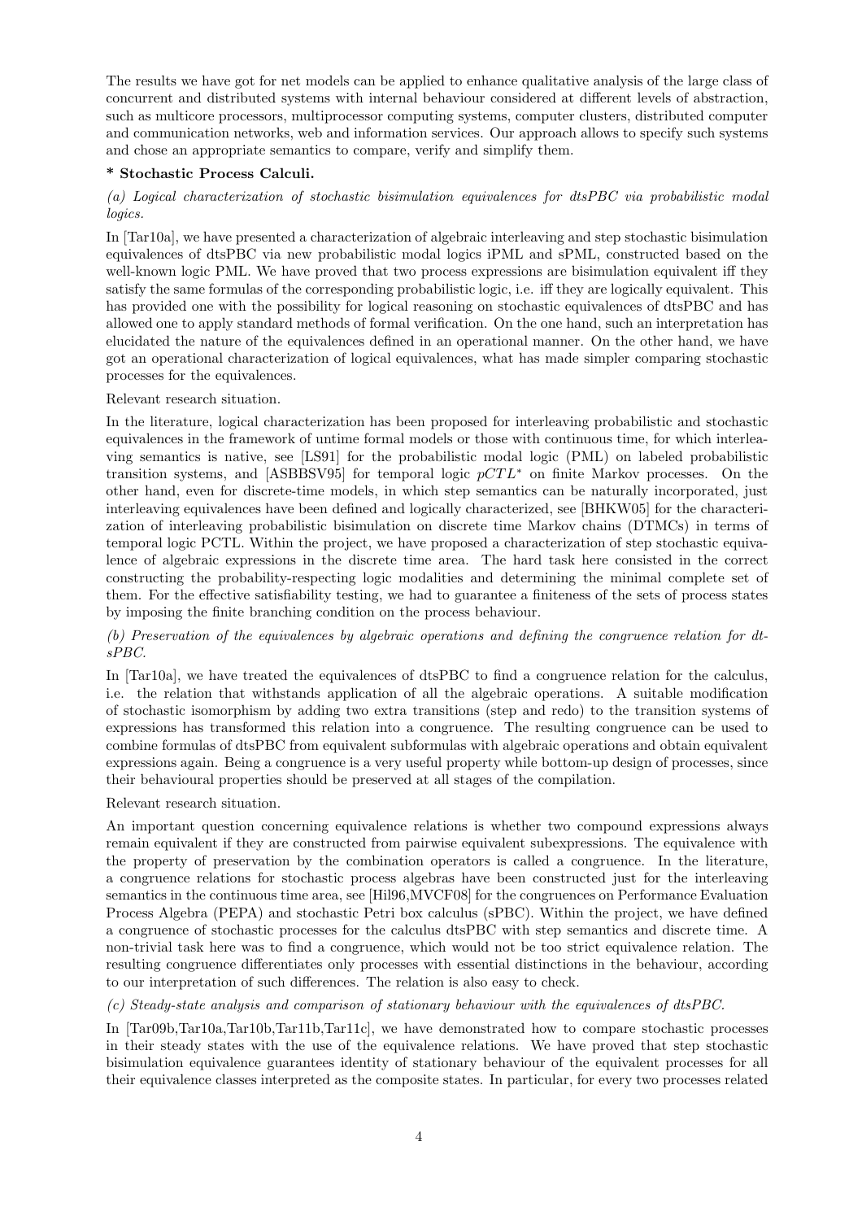The results we have got for net models can be applied to enhance qualitative analysis of the large class of concurrent and distributed systems with internal behaviour considered at different levels of abstraction, such as multicore processors, multiprocessor computing systems, computer clusters, distributed computer and communication networks, web and information services. Our approach allows to specify such systems and chose an appropriate semantics to compare, verify and simplify them.

**\* Stochastic Process Calculi.**

*(a) Logical characterization of stochastic bisimulation equivalences for dtsPBC via probabilistic modal logics.*

In [Tar10a], we have presented a characterization of algebraic interleaving and step stochastic bisimulation equivalences of dtsPBC via new probabilistic modal logics iPML and sPML, constructed based on the well-known logic PML. We have proved that two process expressions are bisimulation equivalent iff they satisfy the same formulas of the corresponding probabilistic logic, i.e. iff they are logically equivalent. This has provided one with the possibility for logical reasoning on stochastic equivalences of dtsPBC and has allowed one to apply standard methods of formal verification. On the one hand, such an interpretation has elucidated the nature of the equivalences defined in an operational manner. On the other hand, we have got an operational characterization of logical equivalences, what has made simpler comparing stochastic processes for the equivalences.

Relevant research situation.

In the literature, logical characterization has been proposed for interleaving probabilistic and stochastic equivalences in the framework of untime formal models or those with continuous time, for which interleaving semantics is native, see [LS91] for the probabilistic modal logic (PML) on labeled probabilistic transition systems, and [ASBBSV95] for temporal logic $pCTL^*$ on finite Markov processes. On the other hand, even for discrete-time models, in which step semantics can be naturally incorporated, just interleaving equivalences have been defined and logically characterized, see [BHKW05] for the characterization of interleaving probabilistic bisimulation on discrete time Markov chains (DTMCs) in terms of temporal logic PCTL. Within the project, we have proposed a characterization of step stochastic equivalence of algebraic expressions in the discrete time area. The hard task here consisted in the correct constructing the probability-respecting logic modalities and determining the minimal complete set of them. For the effective satisfiability testing, we had to guarantee a finiteness of the sets of process states by imposing the finite branching condition on the process behaviour.

*(b) Preservation of the equivalences by algebraic operations and defining the congruence relation for dtsPBC.*

In [Tar10a], we have treated the equivalences of dtsPBC to find a congruence relation for the calculus, i.e. the relation that withstands application of all the algebraic operations. A suitable modification of stochastic isomorphism by adding two extra transitions (step and redo) to the transition systems of expressions has transformed this relation into a congruence. The resulting congruence can be used to combine formulas of dtsPBC from equivalent subformulas with algebraic operations and obtain equivalent expressions again. Being a congruence is a very useful property while bottom-up design of processes, since their behavioural properties should be preserved at all stages of the compilation.

Relevant research situation.

An important question concerning equivalence relations is whether two compound expressions always remain equivalent if they are constructed from pairwise equivalent subexpressions. The equivalence with the property of preservation by the combination operators is called a congruence. In the literature, a congruence relations for stochastic process algebras have been constructed just for the interleaving semantics in the continuous time area, see [Hil96,MVCF08] for the congruences on Performance Evaluation Process Algebra (PEPA) and stochastic Petri box calculus (sPBC). Within the project, we have defined a congruence of stochastic processes for the calculus dtsPBC with step semantics and discrete time. A non-trivial task here was to find a congruence, which would not be too strict equivalence relation. The resulting congruence differentiates only processes with essential distinctions in the behaviour, according to our interpretation of such differences. The relation is also easy to check.

*(c) Steady-state analysis and comparison of stationary behaviour with the equivalences of dtsPBC.*

In [Tar09b,Tar10a,Tar10b,Tar11b,Tar11c], we have demonstrated how to compare stochastic processes in their steady states with the use of the equivalence relations. We have proved that step stochastic bisimulation equivalence guarantees identity of stationary behaviour of the equivalent processes for all their equivalence classes interpreted as the composite states. In particular, for every two processes related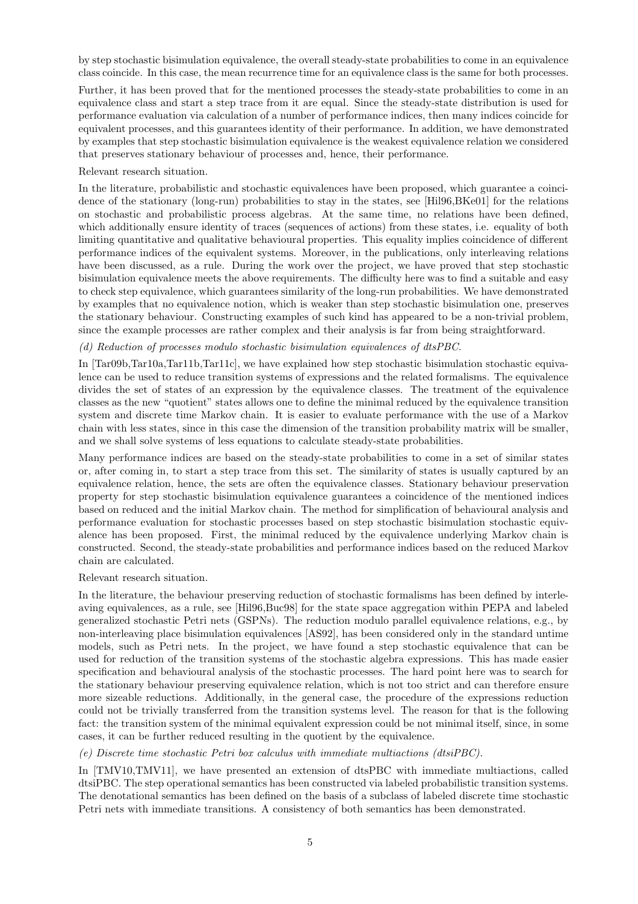by step stochastic bisimulation equivalence, the overall steady-state probabilities to come in an equivalence class coincide. In this case, the mean recurrence time for an equivalence class is the same for both processes.

Further, it has been proved that for the mentioned processes the steady-state probabilities to come in an equivalence class and start a step trace from it are equal. Since the steady-state distribution is used for performance evaluation via calculation of a number of performance indices, then many indices coincide for equivalent processes, and this guarantees identity of their performance. In addition, we have demonstrated by examples that step stochastic bisimulation equivalence is the weakest equivalence relation we considered that preserves stationary behaviour of processes and, hence, their performance.

Relevant research situation.

In the literature, probabilistic and stochastic equivalences have been proposed, which guarantee a coincidence of the stationary (long-run) probabilities to stay in the states, see [Hil96,BKe01] for the relations on stochastic and probabilistic process algebras. At the same time, no relations have been defined, which additionally ensure identity of traces (sequences of actions) from these states, i.e. equality of both limiting quantitative and qualitative behavioural properties. This equality implies coincidence of different performance indices of the equivalent systems. Moreover, in the publications, only interleaving relations have been discussed, as a rule. During the work over the project, we have proved that step stochastic bisimulation equivalence meets the above requirements. The difficulty here was to find a suitable and easy to check step equivalence, which guarantees similarity of the long-run probabilities. We have demonstrated by examples that no equivalence notion, which is weaker than step stochastic bisimulation one, preserves the stationary behaviour. Constructing examples of such kind has appeared to be a non-trivial problem, since the example processes are rather complex and their analysis is far from being straightforward.

*(d) Reduction of processes modulo stochastic bisimulation equivalences of dtsPBC.*

In [Tar09b,Tar10a,Tar11b,Tar11c], we have explained how step stochastic bisimulation stochastic equivalence can be used to reduce transition systems of expressions and the related formalisms. The equivalence divides the set of states of an expression by the equivalence classes. The treatment of the equivalence classes as the new "quotient" states allows one to define the minimal reduced by the equivalence transition system and discrete time Markov chain. It is easier to evaluate performance with the use of a Markov chain with less states, since in this case the dimension of the transition probability matrix will be smaller, and we shall solve systems of less equations to calculate steady-state probabilities.

Many performance indices are based on the steady-state probabilities to come in a set of similar states or, after coming in, to start a step trace from this set. The similarity of states is usually captured by an equivalence relation, hence, the sets are often the equivalence classes. Stationary behaviour preservation property for step stochastic bisimulation equivalence guarantees a coincidence of the mentioned indices based on reduced and the initial Markov chain. The method for simplification of behavioural analysis and performance evaluation for stochastic processes based on step stochastic bisimulation stochastic equivalence has been proposed. First, the minimal reduced by the equivalence underlying Markov chain is constructed. Second, the steady-state probabilities and performance indices based on the reduced Markov chain are calculated.

Relevant research situation.

In the literature, the behaviour preserving reduction of stochastic formalisms has been defined by interleaving equivalences, as a rule, see [Hil96,Buc98] for the state space aggregation within PEPA and labeled generalized stochastic Petri nets (GSPNs). The reduction modulo parallel equivalence relations, e.g., by non-interleaving place bisimulation equivalences [AS92], has been considered only in the standard untime models, such as Petri nets. In the project, we have found a step stochastic equivalence that can be used for reduction of the transition systems of the stochastic algebra expressions. This has made easier specification and behavioural analysis of the stochastic processes. The hard point here was to search for the stationary behaviour preserving equivalence relation, which is not too strict and can therefore ensure more sizeable reductions. Additionally, in the general case, the procedure of the expressions reduction could not be trivially transferred from the transition systems level. The reason for that is the following fact: the transition system of the minimal equivalent expression could be not minimal itself, since, in some cases, it can be further reduced resulting in the quotient by the equivalence.

*(e) Discrete time stochastic Petri box calculus with immediate multiactions (dtsiPBC).*

In [TMV10,TMV11], we have presented an extension of dtsPBC with immediate multiactions, called dtsiPBC. The step operational semantics has been constructed via labeled probabilistic transition systems. The denotational semantics has been defined on the basis of a subclass of labeled discrete time stochastic Petri nets with immediate transitions. A consistency of both semantics has been demonstrated.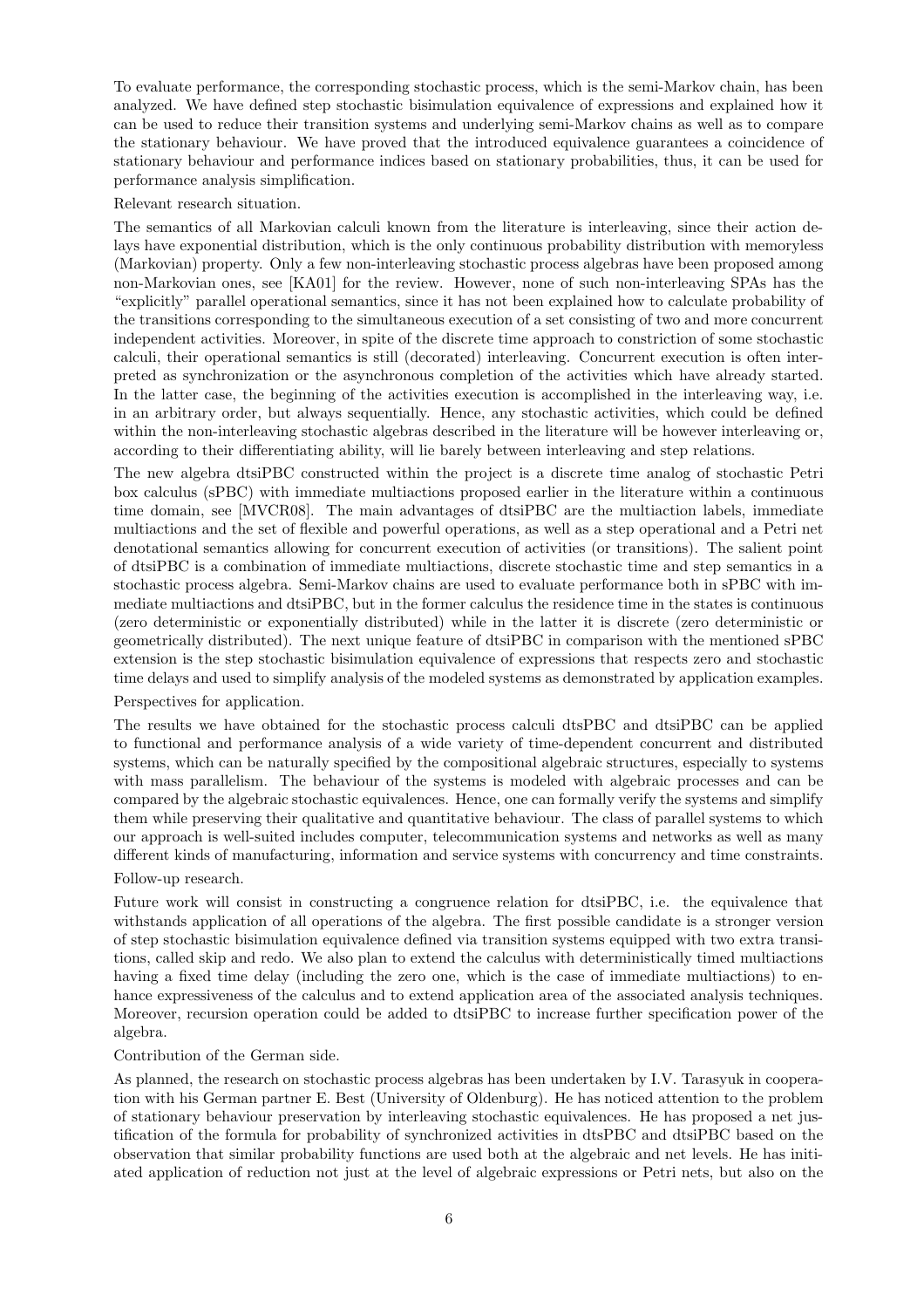To evaluate performance, the corresponding stochastic process, which is the semi-Markov chain, has been analyzed. We have defined step stochastic bisimulation equivalence of expressions and explained how it can be used to reduce their transition systems and underlying semi-Markov chains as well as to compare the stationary behaviour. We have proved that the introduced equivalence guarantees a coincidence of stationary behaviour and performance indices based on stationary probabilities, thus, it can be used for performance analysis simplification.

Relevant research situation.

The semantics of all Markovian calculi known from the literature is interleaving, since their action delays have exponential distribution, which is the only continuous probability distribution with memoryless (Markovian) property. Only a few non-interleaving stochastic process algebras have been proposed among non-Markovian ones, see [KA01] for the review. However, none of such non-interleaving SPAs has the "explicitly" parallel operational semantics, since it has not been explained how to calculate probability of the transitions corresponding to the simultaneous execution of a set consisting of two and more concurrent independent activities. Moreover, in spite of the discrete time approach to constriction of some stochastic calculi, their operational semantics is still (decorated) interleaving. Concurrent execution is often interpreted as synchronization or the asynchronous completion of the activities which have already started. In the latter case, the beginning of the activities execution is accomplished in the interleaving way, i.e. in an arbitrary order, but always sequentially. Hence, any stochastic activities, which could be defined within the non-interleaving stochastic algebras described in the literature will be however interleaving or, according to their differentiating ability, will lie barely between interleaving and step relations.

The new algebra dtsiPBC constructed within the project is a discrete time analog of stochastic Petri box calculus (sPBC) with immediate multiactions proposed earlier in the literature within a continuous time domain, see [MVCR08]. The main advantages of dtsiPBC are the multiaction labels, immediate multiactions and the set of flexible and powerful operations, as well as a step operational and a Petri net denotational semantics allowing for concurrent execution of activities (or transitions). The salient point of dtsiPBC is a combination of immediate multiactions, discrete stochastic time and step semantics in a stochastic process algebra. Semi-Markov chains are used to evaluate performance both in sPBC with immediate multiactions and dtsiPBC, but in the former calculus the residence time in the states is continuous (zero deterministic or exponentially distributed) while in the latter it is discrete (zero deterministic or geometrically distributed). The next unique feature of dtsiPBC in comparison with the mentioned sPBC extension is the step stochastic bisimulation equivalence of expressions that respects zero and stochastic time delays and used to simplify analysis of the modeled systems as demonstrated by application examples.

Perspectives for application.

The results we have obtained for the stochastic process calculi dtsPBC and dtsiPBC can be applied to functional and performance analysis of a wide variety of time-dependent concurrent and distributed systems, which can be naturally specified by the compositional algebraic structures, especially to systems with mass parallelism. The behaviour of the systems is modeled with algebraic processes and can be compared by the algebraic stochastic equivalences. Hence, one can formally verify the systems and simplify them while preserving their qualitative and quantitative behaviour. The class of parallel systems to which our approach is well-suited includes computer, telecommunication systems and networks as well as many different kinds of manufacturing, information and service systems with concurrency and time constraints.

Follow-up research.

Future work will consist in constructing a congruence relation for dtsiPBC, i.e. the equivalence that withstands application of all operations of the algebra. The first possible candidate is a stronger version of step stochastic bisimulation equivalence defined via transition systems equipped with two extra transitions, called skip and redo. We also plan to extend the calculus with deterministically timed multiactions having a fixed time delay (including the zero one, which is the case of immediate multiactions) to enhance expressiveness of the calculus and to extend application area of the associated analysis techniques. Moreover, recursion operation could be added to dtsiPBC to increase further specification power of the algebra.

Contribution of the German side.

As planned, the research on stochastic process algebras has been undertaken by I.V. Tarasyuk in cooperation with his German partner E. Best (University of Oldenburg). He has noticed attention to the problem of stationary behaviour preservation by interleaving stochastic equivalences. He has proposed a net justification of the formula for probability of synchronized activities in dtsPBC and dtsiPBC based on the observation that similar probability functions are used both at the algebraic and net levels. He has initiated application of reduction not just at the level of algebraic expressions or Petri nets, but also on the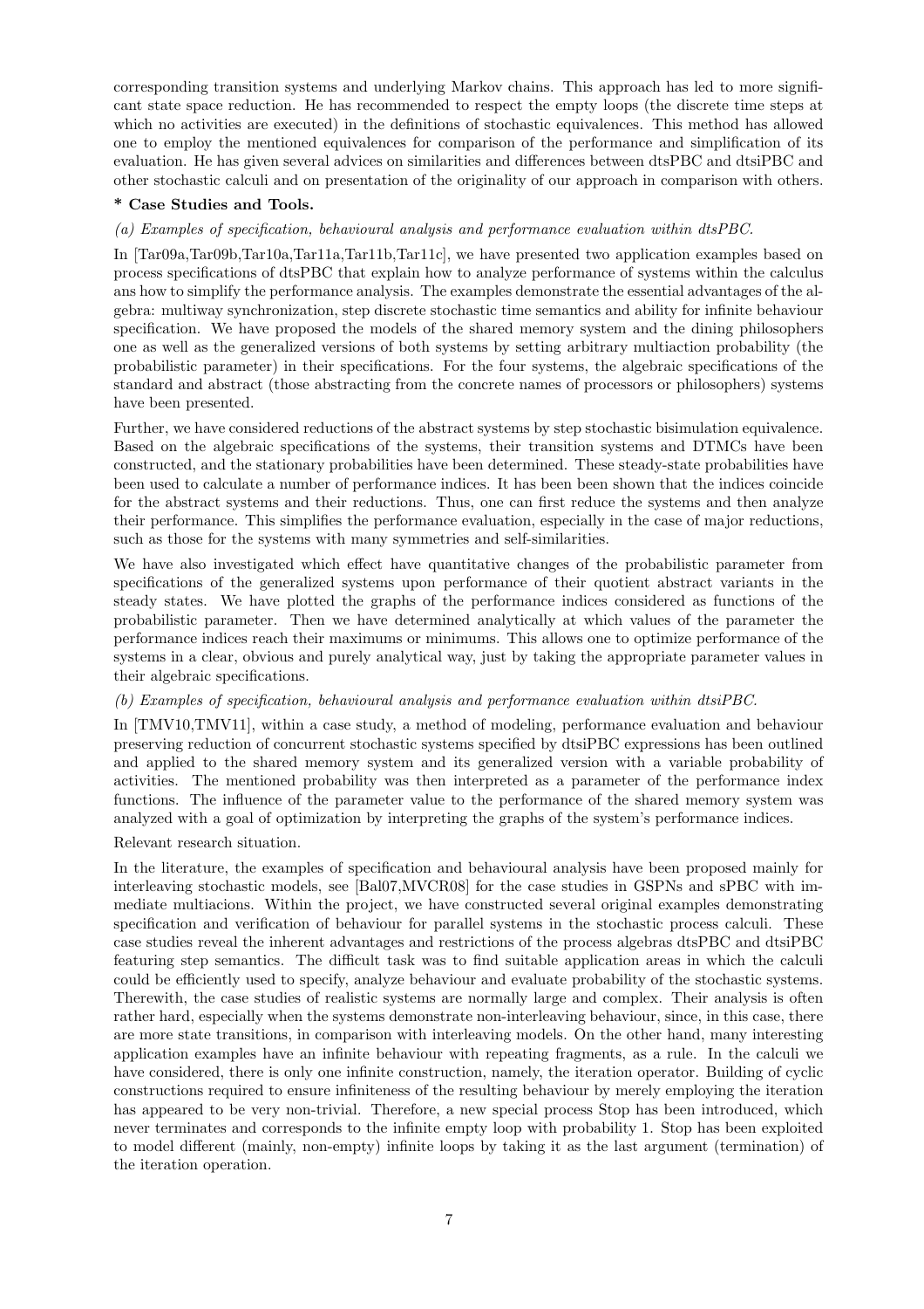corresponding transition systems and underlying Markov chains. This approach has led to more significant state space reduction. He has recommended to respect the empty loops (the discrete time steps at which no activities are executed) in the definitions of stochastic equivalences. This method has allowed one to employ the mentioned equivalences for comparison of the performance and simplification of its evaluation. He has given several advices on similarities and differences between dtsPBC and dtsiPBC and other stochastic calculi and on presentation of the originality of our approach in comparison with others.

**\* Case Studies and Tools.**

*(a) Examples of specification, behavioural analysis and performance evaluation within dtsPBC.*

In [Tar09a,Tar09b,Tar10a,Tar11a,Tar11b,Tar11c], we have presented two application examples based on process specifications of dtsPBC that explain how to analyze performance of systems within the calculus ans how to simplify the performance analysis. The examples demonstrate the essential advantages of the algebra: multiway synchronization, step discrete stochastic time semantics and ability for infinite behaviour specification. We have proposed the models of the shared memory system and the dining philosophers one as well as the generalized versions of both systems by setting arbitrary multiaction probability (the probabilistic parameter) in their specifications. For the four systems, the algebraic specifications of the standard and abstract (those abstracting from the concrete names of processors or philosophers) systems have been presented.

Further, we have considered reductions of the abstract systems by step stochastic bisimulation equivalence. Based on the algebraic specifications of the systems, their transition systems and DTMCs have been constructed, and the stationary probabilities have been determined. These steady-state probabilities have been used to calculate a number of performance indices. It has been been shown that the indices coincide for the abstract systems and their reductions. Thus, one can first reduce the systems and then analyze their performance. This simplifies the performance evaluation, especially in the case of major reductions, such as those for the systems with many symmetries and self-similarities.

We have also investigated which effect have quantitative changes of the probabilistic parameter from specifications of the generalized systems upon performance of their quotient abstract variants in the steady states. We have plotted the graphs of the performance indices considered as functions of the probabilistic parameter. Then we have determined analytically at which values of the parameter the performance indices reach their maximums or minimums. This allows one to optimize performance of the systems in a clear, obvious and purely analytical way, just by taking the appropriate parameter values in their algebraic specifications.

*(b) Examples of specification, behavioural analysis and performance evaluation within dtsiPBC.*

In [TMV10,TMV11], within a case study, a method of modeling, performance evaluation and behaviour preserving reduction of concurrent stochastic systems specified by dtsiPBC expressions has been outlined and applied to the shared memory system and its generalized version with a variable probability of activities. The mentioned probability was then interpreted as a parameter of the performance index functions. The influence of the parameter value to the performance of the shared memory system was analyzed with a goal of optimization by interpreting the graphs of the system's performance indices.

Relevant research situation.

In the literature, the examples of specification and behavioural analysis have been proposed mainly for interleaving stochastic models, see [Bal07,MVCR08] for the case studies in GSPNs and sPBC with immediate multiacions. Within the project, we have constructed several original examples demonstrating specification and verification of behaviour for parallel systems in the stochastic process calculi. These case studies reveal the inherent advantages and restrictions of the process algebras dtsPBC and dtsiPBC featuring step semantics. The difficult task was to find suitable application areas in which the calculi could be efficiently used to specify, analyze behaviour and evaluate probability of the stochastic systems. Therewith, the case studies of realistic systems are normally large and complex. Their analysis is often rather hard, especially when the systems demonstrate non-interleaving behaviour, since, in this case, there are more state transitions, in comparison with interleaving models. On the other hand, many interesting application examples have an infinite behaviour with repeating fragments, as a rule. In the calculi we have considered, there is only one infinite construction, namely, the iteration operator. Building of cyclic constructions required to ensure infiniteness of the resulting behaviour by merely employing the iteration has appeared to be very non-trivial. Therefore, a new special process Stop has been introduced, which never terminates and corresponds to the infinite empty loop with probability 1. Stop has been exploited to model different (mainly, non-empty) infinite loops by taking it as the last argument (termination) of the iteration operation.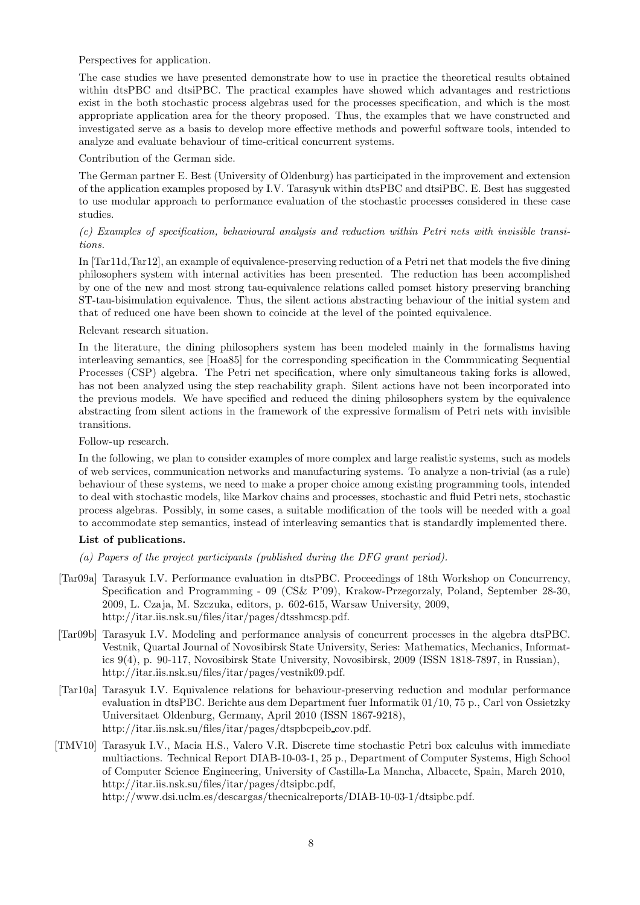Perspectives for application.

The case studies we have presented demonstrate how to use in practice the theoretical results obtained within dtsPBC and dtsiPBC. The practical examples have showed which advantages and restrictions exist in the both stochastic process algebras used for the processes specification, and which is the most appropriate application area for the theory proposed. Thus, the examples that we have constructed and investigated serve as a basis to develop more effective methods and powerful software tools, intended to analyze and evaluate behaviour of time-critical concurrent systems.

Contribution of the German side.

The German partner E. Best (University of Oldenburg) has participated in the improvement and extension of the application examples proposed by I.V. Tarasyuk within dtsPBC and dtsiPBC. E. Best has suggested to use modular approach to performance evaluation of the stochastic processes considered in these case studies.

*(c) Examples of specification, behavioural analysis and reduction within Petri nets with invisible transitions.*

In [Tar11d,Tar12], an example of equivalence-preserving reduction of a Petri net that models the five dining philosophers system with internal activities has been presented. The reduction has been accomplished by one of the new and most strong tau-equivalence relations called pomset history preserving branching ST-tau-bisimulation equivalence. Thus, the silent actions abstracting behaviour of the initial system and that of reduced one have been shown to coincide at the level of the pointed equivalence.

Relevant research situation.

In the literature, the dining philosophers system has been modeled mainly in the formalisms having interleaving semantics, see [Hoa85] for the corresponding specification in the Communicating Sequential Processes (CSP) algebra. The Petri net specification, where only simultaneous taking forks is allowed, has not been analyzed using the step reachability graph. Silent actions have not been incorporated into the previous models. We have specified and reduced the dining philosophers system by the equivalence abstracting from silent actions in the framework of the expressive formalism of Petri nets with invisible transitions.

Follow-up research.

In the following, we plan to consider examples of more complex and large realistic systems, such as models of web services, communication networks and manufacturing systems. To analyze a non-trivial (as a rule) behaviour of these systems, we need to make a proper choice among existing programming tools, intended to deal with stochastic models, like Markov chains and processes, stochastic and fluid Petri nets, stochastic process algebras. Possibly, in some cases, a suitable modification of the tools will be needed with a goal to accommodate step semantics, instead of interleaving semantics that is standardly implemented there.

**List of publications.**

*(a) Papers of the project participants (published during the DFG grant period).*

[Tar09a] Tarasyuk I.V. Performance evaluation in dtsPBC. Proceedings of 18th Workshop on Concurrency, Specification and Programming - 09 (CS& P'09), Krakow-Przegorzaly, Poland, September 28-30, 2009, L. Czaja, M. Szczuka, editors, p. 602-615, Warsaw University, 2009, http://itar.iis.nsk.su/files/itar/pages/dtsshmcsp.pdf.

[Tar09b] Tarasyuk I.V. Modeling and performance analysis of concurrent processes in the algebra dtsPBC. Vestnik, Quartal Journal of Novosibirsk State University, Series: Mathematics, Mechanics, Informatics 9(4), p. 90-117, Novosibirsk State University, Novosibirsk, 2009 (ISSN 1818-7897, in Russian), http://itar.iis.nsk.su/files/itar/pages/vestnik09.pdf.

[Tar10a] Tarasyuk I.V. Equivalence relations for behaviour-preserving reduction and modular performance evaluation in dtsPBC. Berichte aus dem Department fuer Informatik 01/10, 75 p., Carl von Ossietzky Universitaet Oldenburg, Germany, April 2010 (ISSN 1867-9218), http://itar.iis.nsk.su/files/itar/pages/dtspbcpeib_cov.pdf.

[TMV10] Tarasyuk I.V., Macia H.S., Valero V.R. Discrete time stochastic Petri box calculus with immediate multiactions. Technical Report DIAB-10-03-1, 25 p., Department of Computer Systems, High School of Computer Science Engineering, University of Castilla-La Mancha, Albacete, Spain, March 2010, http://itar.iis.nsk.su/files/itar/pages/dtsipbc.pdf, http://www.dsi.uclm.es/descargas/thecnicalreports/DIAB-10-03-1/dtsipbc.pdf.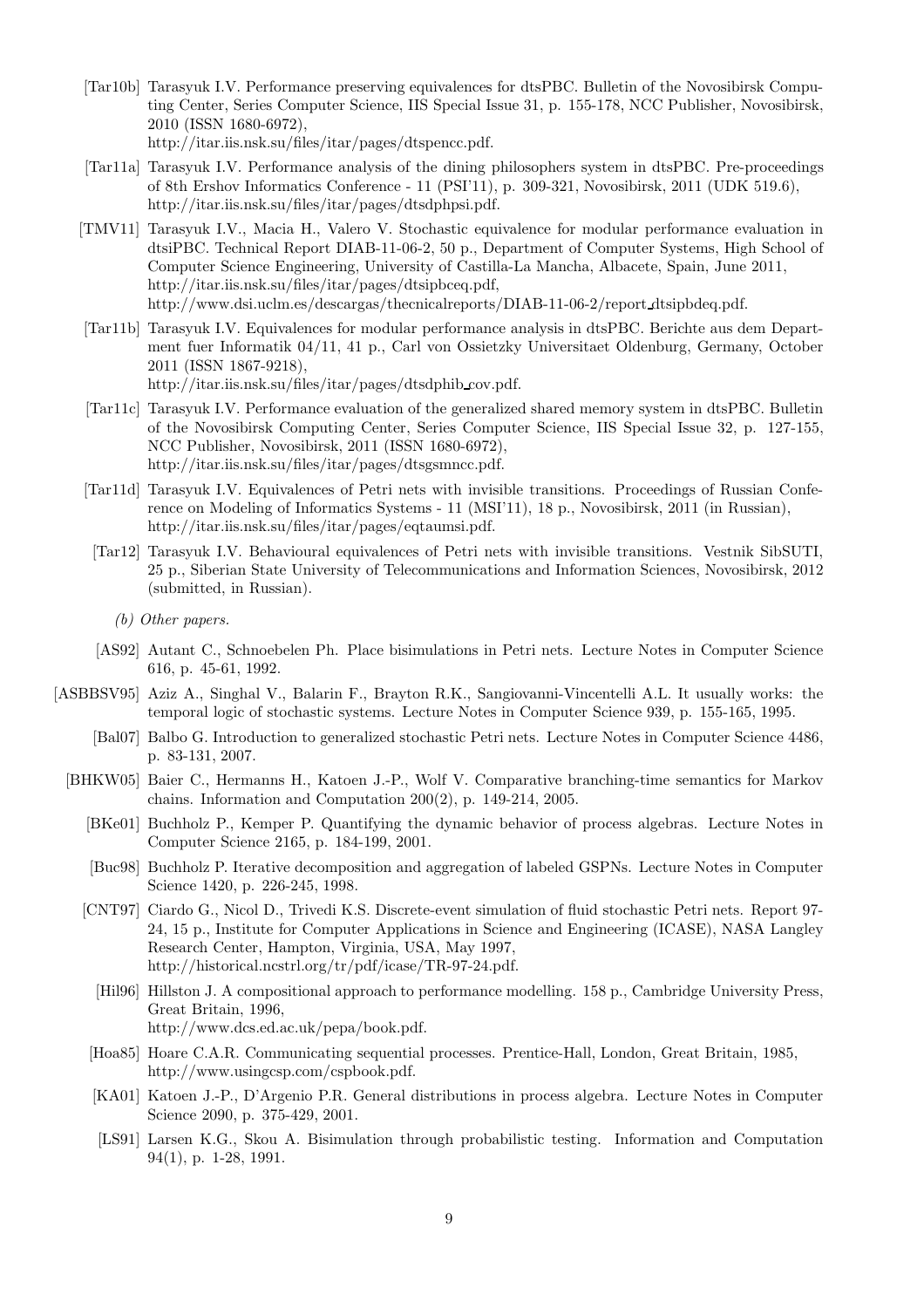[Tar10b] Tarasyuk I.V. Performance preserving equivalences for dtsPBC. Bulletin of the Novosibirsk Computing Center, Series Computer Science, IIS Special Issue 31, p. 155-178, NCC Publisher, Novosibirsk, 2010 (ISSN 1680-6972),
http://itar.iis.nsk.su/files/itar/pages/dtspencc.pdf.

[Tar11a] Tarasyuk I.V. Performance analysis of the dining philosophers system in dtsPBC. Pre-proceedings of 8th Ershov Informatics Conference - 11 (PSI'11), p. 309-321, Novosibirsk, 2011 (UDK 519.6),
http://itar.iis.nsk.su/files/itar/pages/dtsdphpsi.pdf.

[TMV11] Tarasyuk I.V., Macia H., Valero V. Stochastic equivalence for modular performance evaluation in dtsiPBC. Technical Report DIAB-11-06-2, 50 p., Department of Computer Systems, High School of Computer Science Engineering, University of Castilla-La Mancha, Albacete, Spain, June 2011,
http://itar.iis.nsk.su/files/itar/pages/dtsipbceq.pdf,
http://www.dsi.uclm.es/descargas/thecnicalreports/DIAB-11-06-2/report_dtsipbdeq.pdf.

[Tar11b] Tarasyuk I.V. Equivalences for modular performance analysis in dtsPBC. Berichte aus dem Department fuer Informatik 04/11, 41 p., Carl von Ossietzky Universitaet Oldenburg, Germany, October 2011 (ISSN 1867-9218),
http://itar.iis.nsk.su/files/itar/pages/dtsdphib_cov.pdf.

[Tar11c] Tarasyuk I.V. Performance evaluation of the generalized shared memory system in dtsPBC. Bulletin of the Novosibirsk Computing Center, Series Computer Science, IIS Special Issue 32, p. 127-155, NCC Publisher, Novosibirsk, 2011 (ISSN 1680-6972),
http://itar.iis.nsk.su/files/itar/pages/dtsgsmncc.pdf.

[Tar11d] Tarasyuk I.V. Equivalences of Petri nets with invisible transitions. Proceedings of Russian Conference on Modeling of Informatics Systems - 11 (MSI'11), 18 p., Novosibirsk, 2011 (in Russian),
http://itar.iis.nsk.su/files/itar/pages/eqtaumsi.pdf.

[Tar12] Tarasyuk I.V. Behavioural equivalences of Petri nets with invisible transitions. Vestnik SibSUTI, 25 p., Siberian State University of Telecommunications and Information Sciences, Novosibirsk, 2012 (submitted, in Russian).

*(b) Other papers.*

[AS92] Autant C., Schnoebelen Ph. Place bisimulations in Petri nets. Lecture Notes in Computer Science 616, p. 45-61, 1992.

[ASBBSV95] Aziz A., Singhal V., Balarin F., Brayton R.K., Sangiovanni-Vincentelli A.L. It usually works: the temporal logic of stochastic systems. Lecture Notes in Computer Science 939, p. 155-165, 1995.

[Bal07] Balbo G. Introduction to generalized stochastic Petri nets. Lecture Notes in Computer Science 4486, p. 83-131, 2007.

[BHKW05] Baier C., Hermanns H., Katoen J.-P., Wolf V. Comparative branching-time semantics for Markov chains. Information and Computation 200(2), p. 149-214, 2005.

[BKe01] Buchholz P., Kemper P. Quantifying the dynamic behavior of process algebras. Lecture Notes in Computer Science 2165, p. 184-199, 2001.

[Buc98] Buchholz P. Iterative decomposition and aggregation of labeled GSPNs. Lecture Notes in Computer Science 1420, p. 226-245, 1998.

[CNT97] Ciardo G., Nicol D., Trivedi K.S. Discrete-event simulation of fluid stochastic Petri nets. Report 97-24, 15 p., Institute for Computer Applications in Science and Engineering (ICASE), NASA Langley Research Center, Hampton, Virginia, USA, May 1997,
http://historical.ncstrl.org/tr/pdf/icase/TR-97-24.pdf.

[Hil96] Hillston J. A compositional approach to performance modelling. 158 p., Cambridge University Press, Great Britain, 1996,
http://www.dcs.ed.ac.uk/pepa/book.pdf.

[Hoa85] Hoare C.A.R. Communicating sequential processes. Prentice-Hall, London, Great Britain, 1985,
http://www.usingcsp.com/cspbook.pdf.

[KA01] Katoen J.-P., D'Argenio P.R. General distributions in process algebra. Lecture Notes in Computer Science 2090, p. 375-429, 2001.

[LS91] Larsen K.G., Skou A. Bisimulation through probabilistic testing. Information and Computation 94(1), p. 1-28, 1991.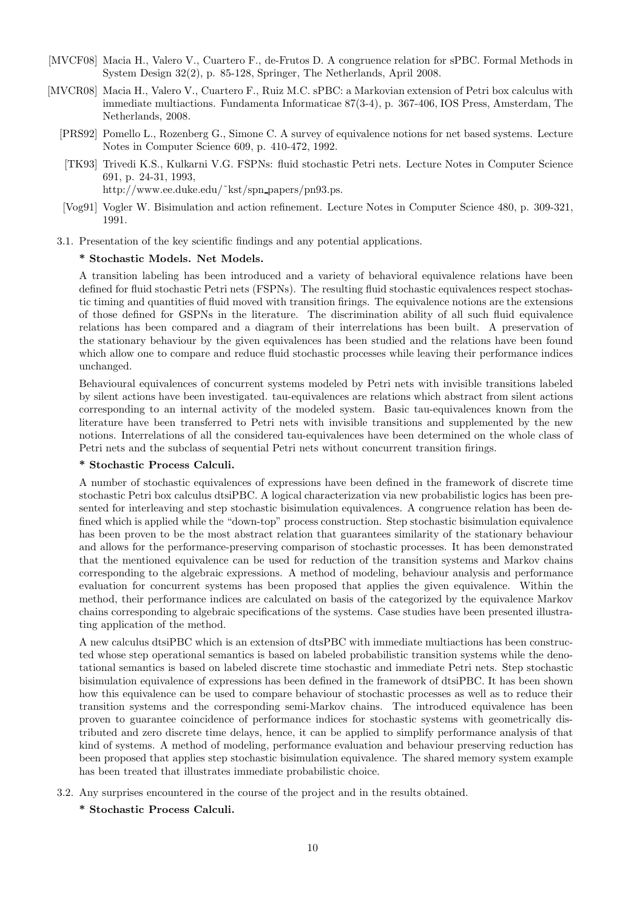[MVCF08] Macia H., Valero V., Cuartero F., de-Frutos D. A congruence relation for sPBC. Formal Methods in System Design 32(2), p. 85-128, Springer, The Netherlands, April 2008.

[MVCR08] Macia H., Valero V., Cuartero F., Ruiz M.C. sPBC: a Markovian extension of Petri box calculus with immediate multiactions. Fundamenta Informaticae 87(3-4), p. 367-406, IOS Press, Amsterdam, The Netherlands, 2008.

[PRS92] Pomello L., Rozenberg G., Simone C. A survey of equivalence notions for net based systems. Lecture Notes in Computer Science 609, p. 410-472, 1992.

[TK93] Trivedi K.S., Kulkarni V.G. FSPNs: fluid stochastic Petri nets. Lecture Notes in Computer Science 691, p. 24-31, 1993, http://www.ee.duke.edu/~kst/spn_papers/pn93.ps.

[Vog91] Vogler W. Bisimulation and action refinement. Lecture Notes in Computer Science 480, p. 309-321, 1991.

3.1. Presentation of the key scientific findings and any potential applications.

**\* Stochastic Models. Net Models.**

A transition labeling has been introduced and a variety of behavioral equivalence relations have been defined for fluid stochastic Petri nets (FSPNs). The resulting fluid stochastic equivalences respect stochastic timing and quantities of fluid moved with transition firings. The equivalence notions are the extensions of those defined for GSPNs in the literature. The discrimination ability of all such fluid equivalence relations has been compared and a diagram of their interrelations has been built. A preservation of the stationary behaviour by the given equivalences has been studied and the relations have been found which allow one to compare and reduce fluid stochastic processes while leaving their performance indices unchanged.

Behavioural equivalences of concurrent systems modeled by Petri nets with invisible transitions labeled by silent actions have been investigated. tau-equivalences are relations which abstract from silent actions corresponding to an internal activity of the modeled system. Basic tau-equivalences known from the literature have been transferred to Petri nets with invisible transitions and supplemented by the new notions. Interrelations of all the considered tau-equivalences have been determined on the whole class of Petri nets and the subclass of sequential Petri nets without concurrent transition firings.

**\* Stochastic Process Calculi.**

A number of stochastic equivalences of expressions have been defined in the framework of discrete time stochastic Petri box calculus dtsPBC. A logical characterization via new probabilistic logics has been presented for interleaving and step stochastic bisimulation equivalences. A congruence relation has been defined which is applied while the "down-top" process construction. Step stochastic bisimulation equivalence has been proven to be the most abstract relation that guarantees similarity of the stationary behaviour and allows for the performance-preserving comparison of stochastic processes. It has been demonstrated that the mentioned equivalence can be used for reduction of the transition systems and Markov chains corresponding to the algebraic expressions. A method of modeling, behaviour analysis and performance evaluation for concurrent systems has been proposed that applies the given equivalence. Within the method, their performance indices are calculated on basis of the categorized by the equivalence Markov chains corresponding to algebraic specifications of the systems. Case studies have been presented illustrating application of the method.

A new calculus dtsiPBC which is an extension of dtsPBC with immediate multiactions has been constructed whose step operational semantics is based on labeled probabilistic transition systems while the denotational semantics is based on labeled discrete time stochastic and immediate Petri nets. Step stochastic bisimulation equivalence of expressions has been defined in the framework of dtsiPBC. It has been shown how this equivalence can be used to compare behaviour of stochastic processes as well as to reduce their transition systems and the corresponding semi-Markov chains. The introduced equivalence has been proven to guarantee coincidence of performance indices for stochastic systems with geometrically distributed and zero discrete time delays, hence, it can be applied to simplify performance analysis of that kind of systems. A method of modeling, performance evaluation and behaviour preserving reduction has been proposed that applies step stochastic bisimulation equivalence. The shared memory system example has been treated that illustrates immediate probabilistic choice.

3.2. Any surprises encountered in the course of the project and in the results obtained.

**\* Stochastic Process Calculi.**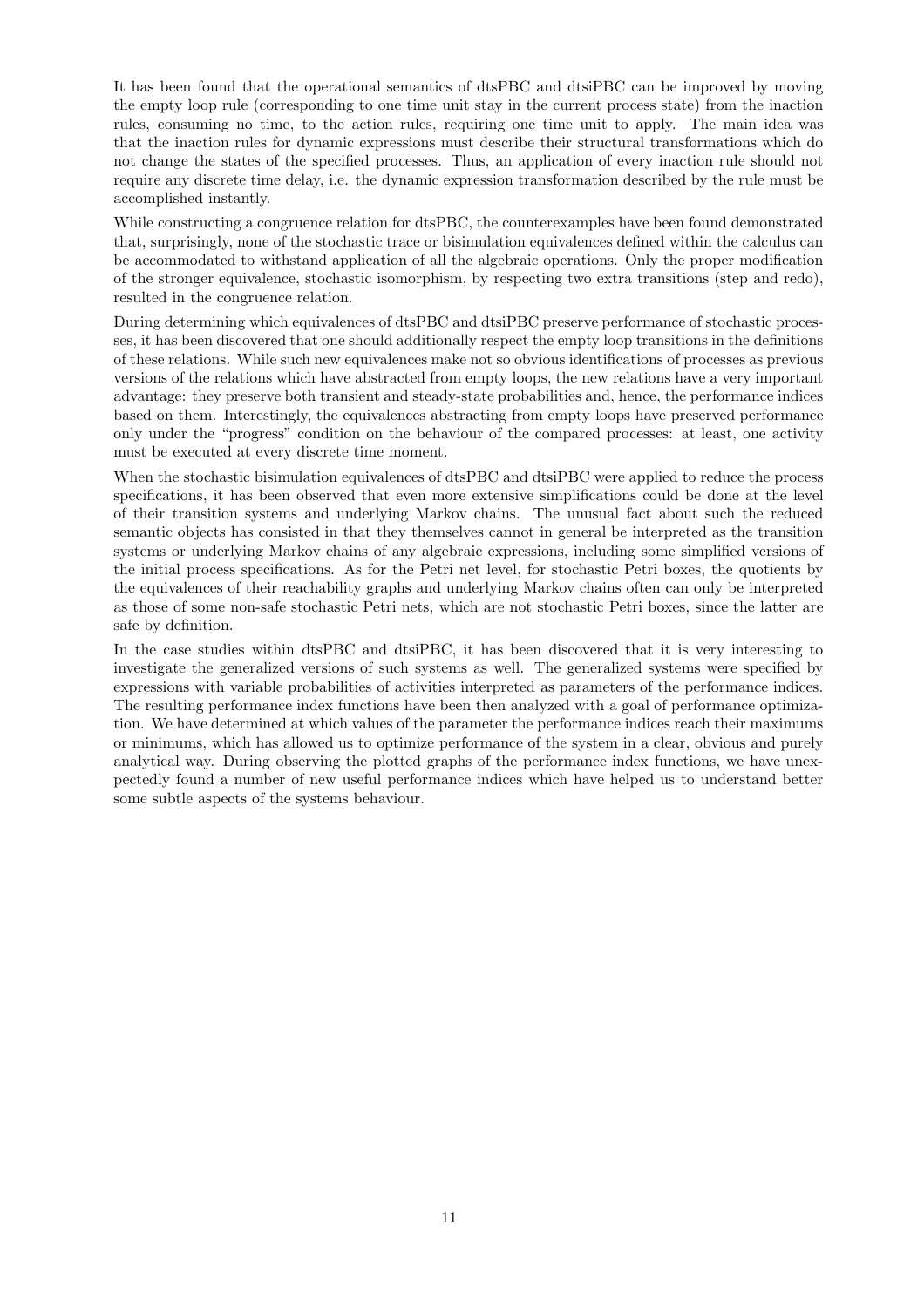It has been found that the operational semantics of dtsPBC and dtsiPBC can be improved by moving the empty loop rule (corresponding to one time unit stay in the current process state) from the inaction rules, consuming no time, to the action rules, requiring one time unit to apply. The main idea was that the inaction rules for dynamic expressions must describe their structural transformations which do not change the states of the specified processes. Thus, an application of every inaction rule should not require any discrete time delay, i.e. the dynamic expression transformation described by the rule must be accomplished instantly.

While constructing a congruence relation for dtsPBC, the counterexamples have been found demonstrated that, surprisingly, none of the stochastic trace or bisimulation equivalences defined within the calculus can be accommodated to withstand application of all the algebraic operations. Only the proper modification of the stronger equivalence, stochastic isomorphism, by respecting two extra transitions (step and redo), resulted in the congruence relation.

During determining which equivalences of dtsPBC and dtsiPBC preserve performance of stochastic processes, it has been discovered that one should additionally respect the empty loop transitions in the definitions of these relations. While such new equivalences make not so obvious identifications of processes as previous versions of the relations which have abstracted from empty loops, the new relations have a very important advantage: they preserve both transient and steady-state probabilities and, hence, the performance indices based on them. Interestingly, the equivalences abstracting from empty loops have preserved performance only under the "progress" condition on the behaviour of the compared processes: at least, one activity must be executed at every discrete time moment.

When the stochastic bisimulation equivalences of dtsPBC and dtsiPBC were applied to reduce the process specifications, it has been observed that even more extensive simplifications could be done at the level of their transition systems and underlying Markov chains. The unusual fact about such the reduced semantic objects has consisted in that they themselves cannot in general be interpreted as the transition systems or underlying Markov chains of any algebraic expressions, including some simplified versions of the initial process specifications. As for the Petri net level, for stochastic Petri boxes, the quotients by the equivalences of their reachability graphs and underlying Markov chains often can only be interpreted as those of some non-safe stochastic Petri nets, which are not stochastic Petri boxes, since the latter are safe by definition.

In the case studies within dtsPBC and dtsiPBC, it has been discovered that it is very interesting to investigate the generalized versions of such systems as well. The generalized systems were specified by expressions with variable probabilities of activities interpreted as parameters of the performance indices. The resulting performance index functions have been then analyzed with a goal of performance optimization. We have determined at which values of the parameter the performance indices reach their maximums or minimums, which has allowed us to optimize performance of the system in a clear, obvious and purely analytical way. During observing the plotted graphs of the performance index functions, we have unexpectedly found a number of new useful performance indices which have helped us to understand better some subtle aspects of the systems behaviour.